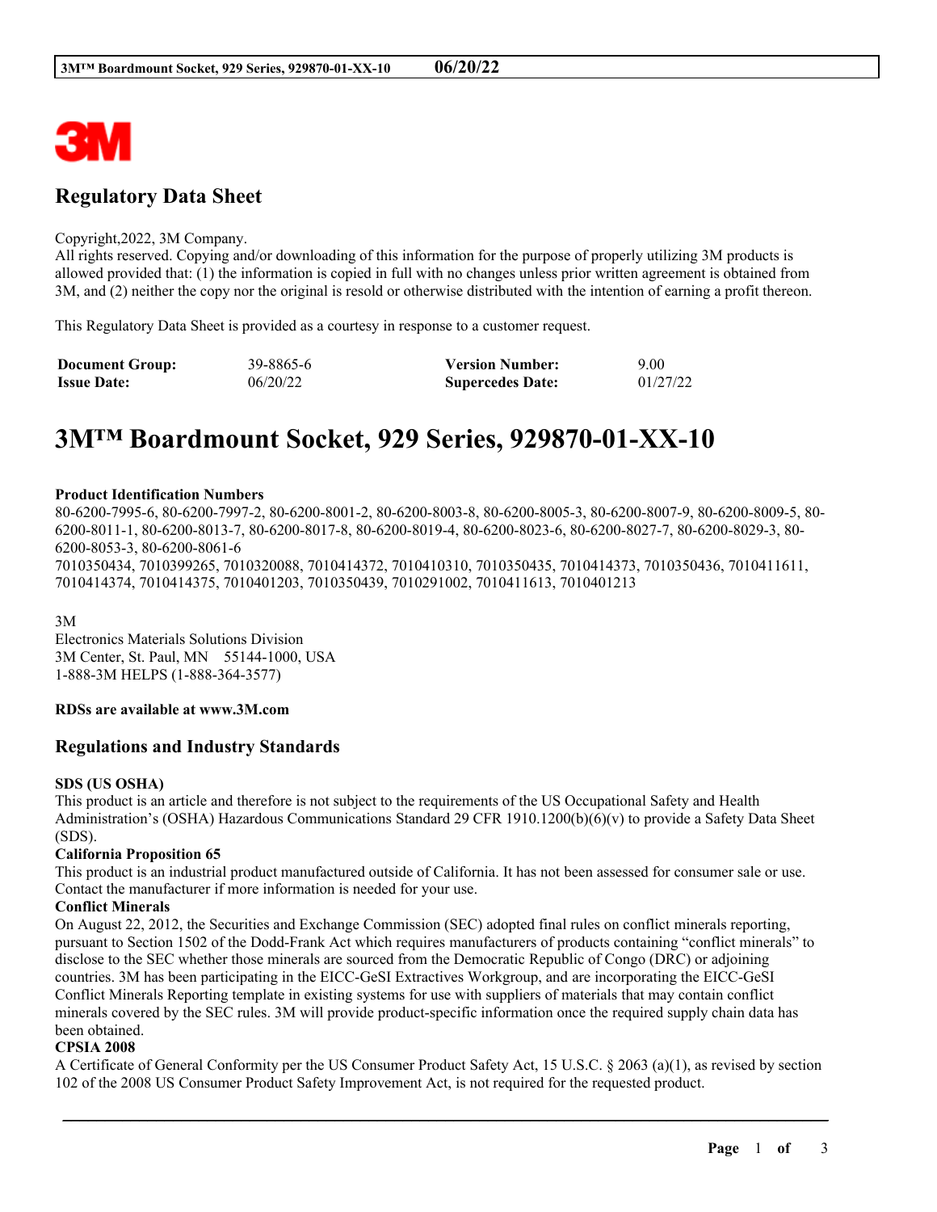# Regulatory Data Sheet

Copyright,2022, 3M Company.
All rights reserved. Copying and/or downloading of this information for the purpose of properly utilizing 3M products is allowed provided that: (1) the information is copied in full with no changes unless prior written agreement is obtained from 3M, and (2) neither the copy nor the original is resold or otherwise distributed with the intention of earning a profit thereon.

This Regulatory Data Sheet is provided as a courtesy in response to a customer request.

| | | | |
|---|---|---|---|
| **Document Group:** | 39-8865-6 | **Version Number:** | 9.00 |
| **Issue Date:** | 06/20/22 | **Supercedes Date:** | 01/27/22 |

# 3M™ Boardmount Socket, 929 Series, 929870-01-XX-10

**Product Identification Numbers**
80-6200-7995-6, 80-6200-7997-2, 80-6200-8001-2, 80-6200-8003-8, 80-6200-8005-3, 80-6200-8007-9, 80-6200-8009-5, 80-6200-8011-1, 80-6200-8013-7, 80-6200-8017-8, 80-6200-8019-4, 80-6200-8023-6, 80-6200-8027-7, 80-6200-8029-3, 80-6200-8053-3, 80-6200-8061-6
7010350434, 7010399265, 7010320088, 7010414372, 7010410310, 7010350435, 7010414373, 7010350436, 7010411611, 7010414374, 7010414375, 7010401203, 7010350439, 7010291002, 7010411613, 7010401213

3M
Electronics Materials Solutions Division
3M Center, St. Paul, MN 55144-1000, USA
1-888-3M HELPS (1-888-364-3577)

**RDSs are available at www.3M.com**

## Regulations and Industry Standards

**SDS (US OSHA)**
This product is an article and therefore is not subject to the requirements of the US Occupational Safety and Health Administration's (OSHA) Hazardous Communications Standard 29 CFR 1910.1200(b)(6)(v) to provide a Safety Data Sheet (SDS).

**California Proposition 65**
This product is an industrial product manufactured outside of California. It has not been assessed for consumer sale or use. Contact the manufacturer if more information is needed for your use.

**Conflict Minerals**
On August 22, 2012, the Securities and Exchange Commission (SEC) adopted final rules on conflict minerals reporting, pursuant to Section 1502 of the Dodd-Frank Act which requires manufacturers of products containing "conflict minerals" to disclose to the SEC whether those minerals are sourced from the Democratic Republic of Congo (DRC) or adjoining countries. 3M has been participating in the EICC-GeSI Extractives Workgroup, and are incorporating the EICC-GeSI Conflict Minerals Reporting template in existing systems for use with suppliers of materials that may contain conflict minerals covered by the SEC rules. 3M will provide product-specific information once the required supply chain data has been obtained.

**CPSIA 2008**
A Certificate of General Conformity per the US Consumer Product Safety Act, 15 U.S.C. § 2063 (a)(1), as revised by section 102 of the 2008 US Consumer Product Safety Improvement Act, is not required for the requested product.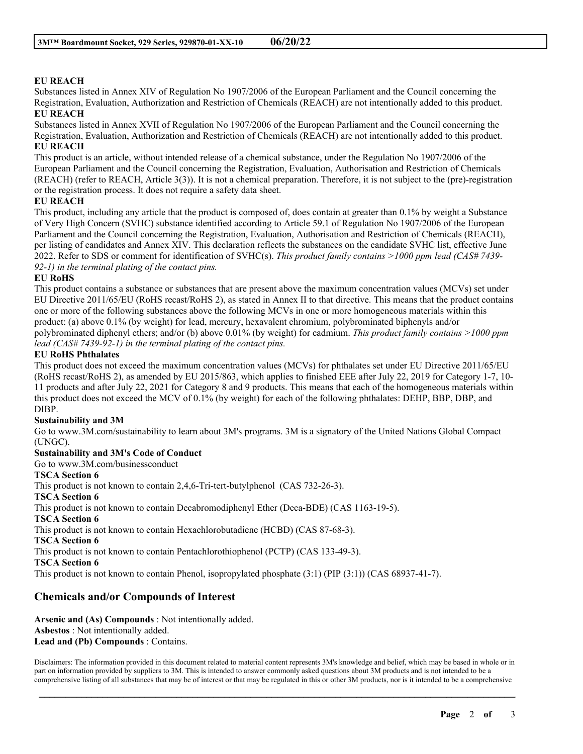**EU REACH**

Substances listed in Annex XIV of Regulation No 1907/2006 of the European Parliament and the Council concerning the Registration, Evaluation, Authorization and Restriction of Chemicals (REACH) are not intentionally added to this product.

**EU REACH**

Substances listed in Annex XVII of Regulation No 1907/2006 of the European Parliament and the Council concerning the Registration, Evaluation, Authorization and Restriction of Chemicals (REACH) are not intentionally added to this product.

**EU REACH**

This product is an article, without intended release of a chemical substance, under the Regulation No 1907/2006 of the European Parliament and the Council concerning the Registration, Evaluation, Authorisation and Restriction of Chemicals (REACH) (refer to REACH, Article 3(3)). It is not a chemical preparation. Therefore, it is not subject to the (pre)-registration or the registration process. It does not require a safety data sheet.

**EU REACH**

This product, including any article that the product is composed of, does contain at greater than 0.1% by weight a Substance of Very High Concern (SVHC) substance identified according to Article 59.1 of Regulation No 1907/2006 of the European Parliament and the Council concerning the Registration, Evaluation, Authorisation and Restriction of Chemicals (REACH), per listing of candidates and Annex XIV. This declaration reflects the substances on the candidate SVHC list, effective June 2022. Refer to SDS or comment for identification of SVHC(s). *This product family contains >1000 ppm lead (CAS# 7439-92-1) in the terminal plating of the contact pins.*

**EU RoHS**

This product contains a substance or substances that are present above the maximum concentration values (MCVs) set under EU Directive 2011/65/EU (RoHS recast/RoHS 2), as stated in Annex II to that directive. This means that the product contains one or more of the following substances above the following MCVs in one or more homogeneous materials within this product: (a) above 0.1% (by weight) for lead, mercury, hexavalent chromium, polybrominated biphenyls and/or polybrominated diphenyl ethers; and/or (b) above 0.01% (by weight) for cadmium. *This product family contains >1000 ppm lead (CAS# 7439-92-1) in the terminal plating of the contact pins.*

**EU RoHS Phthalates**

This product does not exceed the maximum concentration values (MCVs) for phthalates set under EU Directive 2011/65/EU (RoHS recast/RoHS 2), as amended by EU 2015/863, which applies to finished EEE after July 22, 2019 for Category 1-7, 10-11 products and after July 22, 2021 for Category 8 and 9 products. This means that each of the homogeneous materials within this product does not exceed the MCV of 0.1% (by weight) for each of the following phthalates: DEHP, BBP, DBP, and DIBP.

**Sustainability and 3M**

Go to www.3M.com/sustainability to learn about 3M's programs. 3M is a signatory of the United Nations Global Compact (UNGC).

**Sustainability and 3M's Code of Conduct**

Go to www.3M.com/businessconduct

**TSCA Section 6**

This product is not known to contain 2,4,6-Tri-tert-butylphenol (CAS 732-26-3).

**TSCA Section 6**

This product is not known to contain Decabromodiphenyl Ether (Deca-BDE) (CAS 1163-19-5).

**TSCA Section 6**

This product is not known to contain Hexachlorobutadiene (HCBD) (CAS 87-68-3).

**TSCA Section 6**

This product is not known to contain Pentachlorothiophenol (PCTP) (CAS 133-49-3).

**TSCA Section 6**

This product is not known to contain Phenol, isopropylated phosphate (3:1) (PIP (3:1)) (CAS 68937-41-7).

## Chemicals and/or Compounds of Interest

**Arsenic and (As) Compounds** : Not intentionally added.
**Asbestos** : Not intentionally added.
**Lead and (Pb) Compounds** : Contains.

Disclaimers: The information provided in this document related to material content represents 3M's knowledge and belief, which may be based in whole or in part on information provided by suppliers to 3M. This is intended to answer commonly asked questions about 3M products and is not intended to be a comprehensive listing of all substances that may be of interest or that may be regulated in this or other 3M products, nor is it intended to be a comprehensive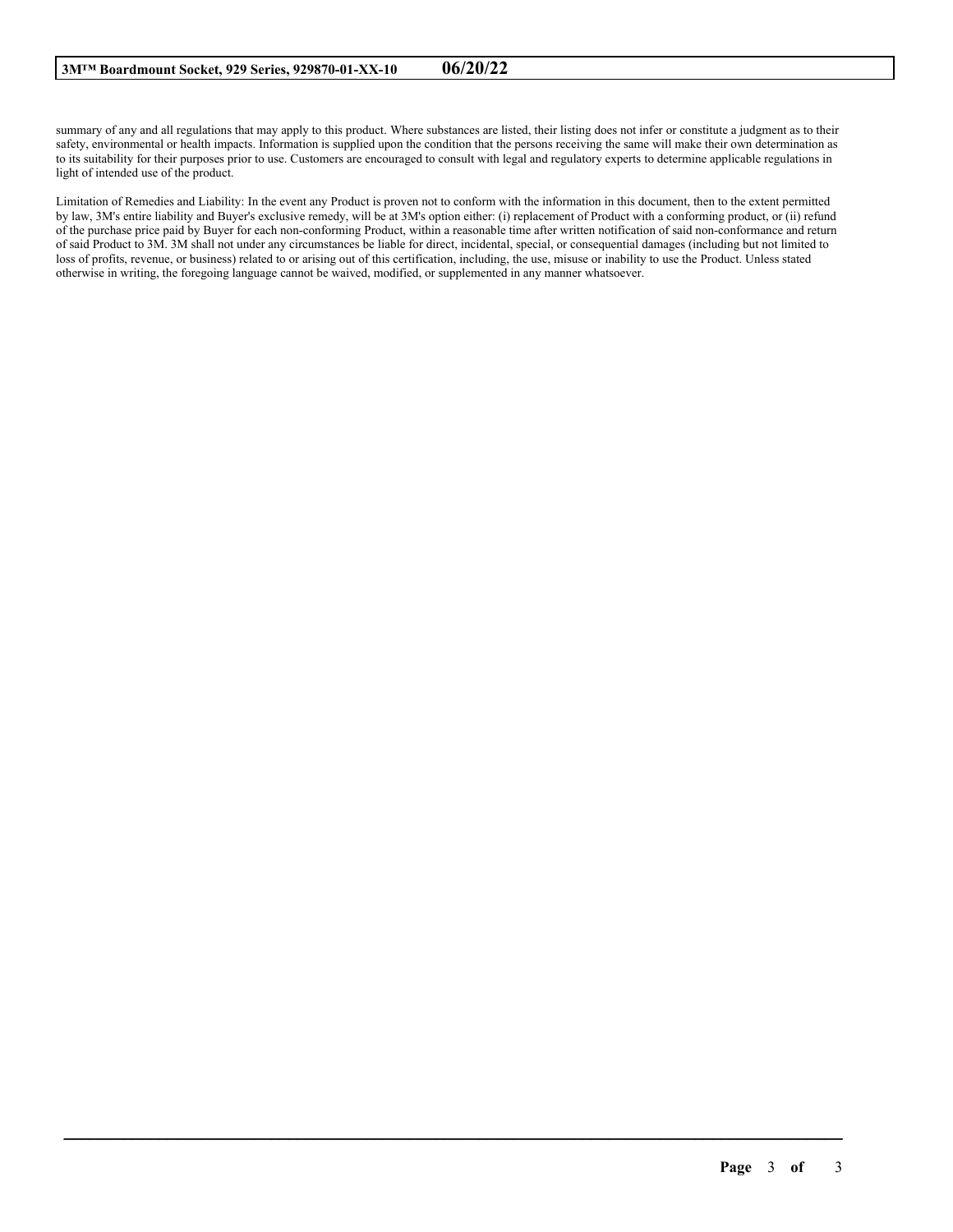summary of any and all regulations that may apply to this product. Where substances are listed, their listing does not infer or constitute a judgment as to their safety, environmental or health impacts. Information is supplied upon the condition that the persons receiving the same will make their own determination as to its suitability for their purposes prior to use. Customers are encouraged to consult with legal and regulatory experts to determine applicable regulations in light of intended use of the product.

Limitation of Remedies and Liability: In the event any Product is proven not to conform with the information in this document, then to the extent permitted by law, 3M's entire liability and Buyer's exclusive remedy, will be at 3M's option either: (i) replacement of Product with a conforming product, or (ii) refund of the purchase price paid by Buyer for each non-conforming Product, within a reasonable time after written notification of said non-conformance and return of said Product to 3M. 3M shall not under any circumstances be liable for direct, incidental, special, or consequential damages (including but not limited to loss of profits, revenue, or business) related to or arising out of this certification, including, the use, misuse or inability to use the Product. Unless stated otherwise in writing, the foregoing language cannot be waived, modified, or supplemented in any manner whatsoever.